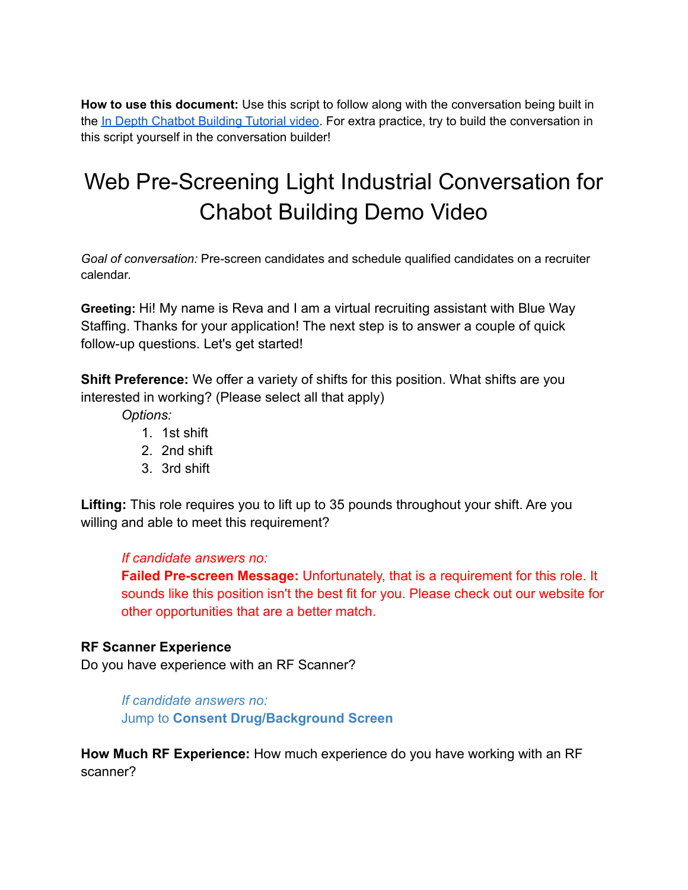**How to use this document:** Use this script to follow along with the conversation being built in the [In Depth Chatbot Building Tutorial video](). For extra practice, try to build the conversation in this script yourself in the conversation builder!

# Web Pre-Screening Light Industrial Conversation for Chabot Building Demo Video

*Goal of conversation:* Pre-screen candidates and schedule qualified candidates on a recruiter calendar.

**Greeting:** Hi! My name is Reva and I am a virtual recruiting assistant with Blue Way Staffing. Thanks for your application! The next step is to answer a couple of quick follow-up questions. Let's get started!

**Shift Preference:** We offer a variety of shifts for this position. What shifts are you interested in working? (Please select all that apply)

*Options:*

1. 1st shift
2. 2nd shift
3. 3rd shift

**Lifting:** This role requires you to lift up to 35 pounds throughout your shift. Are you willing and able to meet this requirement?

> *If candidate answers no:*
> **Failed Pre-screen Message:** Unfortunately, that is a requirement for this role. It sounds like this position isn't the best fit for you. Please check out our website for other opportunities that are a better match.

**RF Scanner Experience**
Do you have experience with an RF Scanner?

> *If candidate answers no:*
> Jump to **Consent Drug/Background Screen**

**How Much RF Experience:** How much experience do you have working with an RF scanner?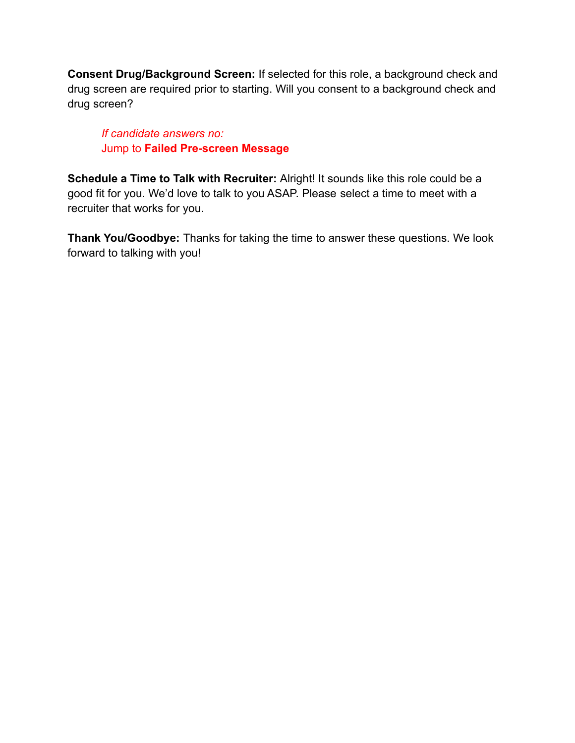**Consent Drug/Background Screen:** If selected for this role, a background check and drug screen are required prior to starting. Will you consent to a background check and drug screen?

> *If candidate answers no:*
> Jump to **Failed Pre-screen Message**

**Schedule a Time to Talk with Recruiter:** Alright! It sounds like this role could be a good fit for you. We'd love to talk to you ASAP. Please select a time to meet with a recruiter that works for you.

**Thank You/Goodbye:** Thanks for taking the time to answer these questions. We look forward to talking with you!